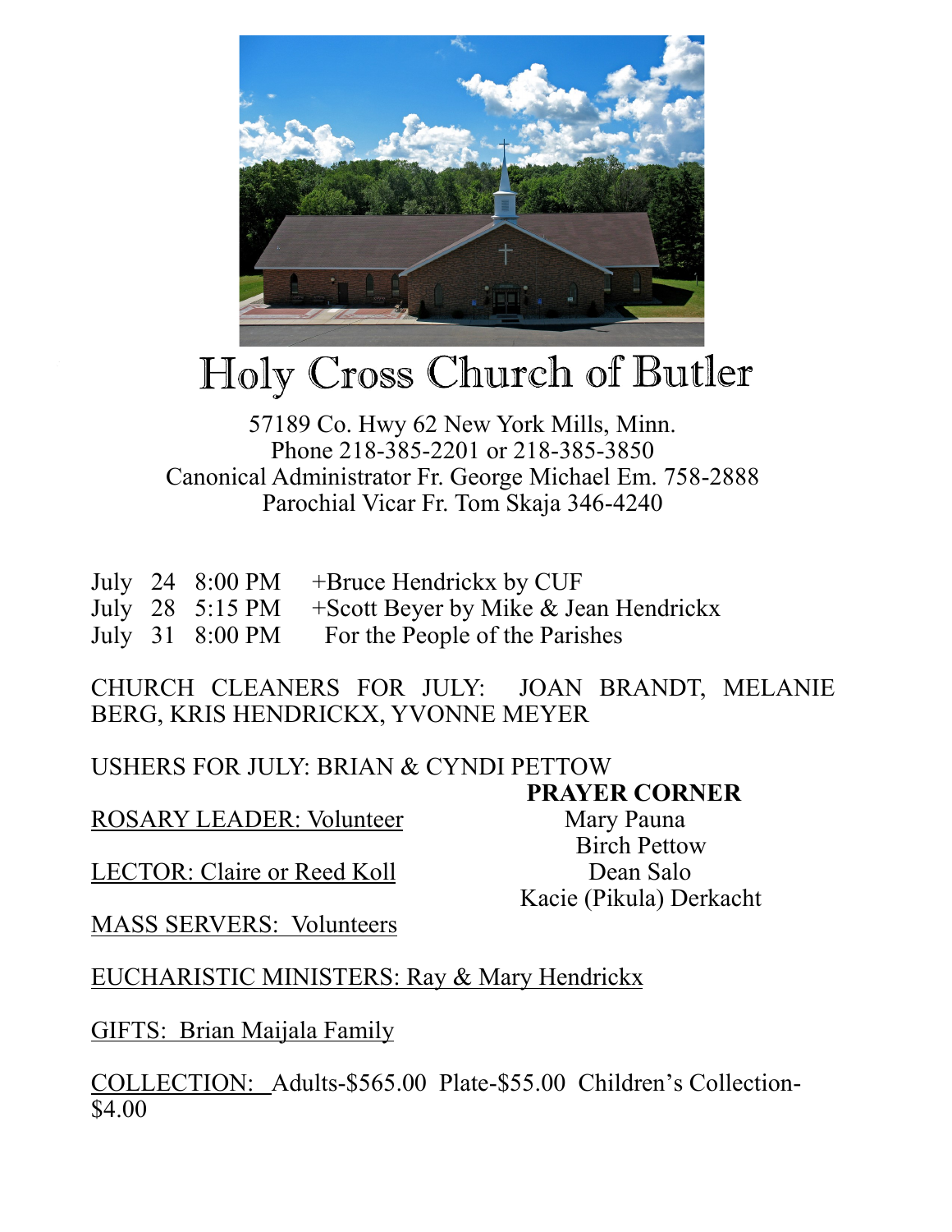# Holy Cross Church of Butler

57189 Co. Hwy 62 New York Mills, Minn.
Phone 218-385-2201 or 218-385-3850
Canonical Administrator Fr. George Michael Em. 758-2888
Parochial Vicar Fr. Tom Skaja 346-4240

| | | | |
|---|---|---|---|
| July | 24 | 8:00 PM | +Bruce Hendrickx by CUF |
| July | 28 | 5:15 PM | +Scott Beyer by Mike & Jean Hendrickx |
| July | 31 | 8:00 PM | For the People of the Parishes |

CHURCH CLEANERS FOR JULY: JOAN BRANDT, MELANIE BERG, KRIS HENDRICKX, YVONNE MEYER

USHERS FOR JULY: BRIAN & CYNDI PETTOW

ROSARY LEADER: Volunteer

LECTOR: Claire or Reed Koll

MASS SERVERS: Volunteers

**PRAYER CORNER**

Mary Pauna
Birch Pettow
Dean Salo
Kacie (Pikula) Derkacht

EUCHARISTIC MINISTERS: Ray & Mary Hendrickx

GIFTS: Brian Maijala Family

COLLECTION: Adults-$565.00 Plate-$55.00 Children's Collection-$4.00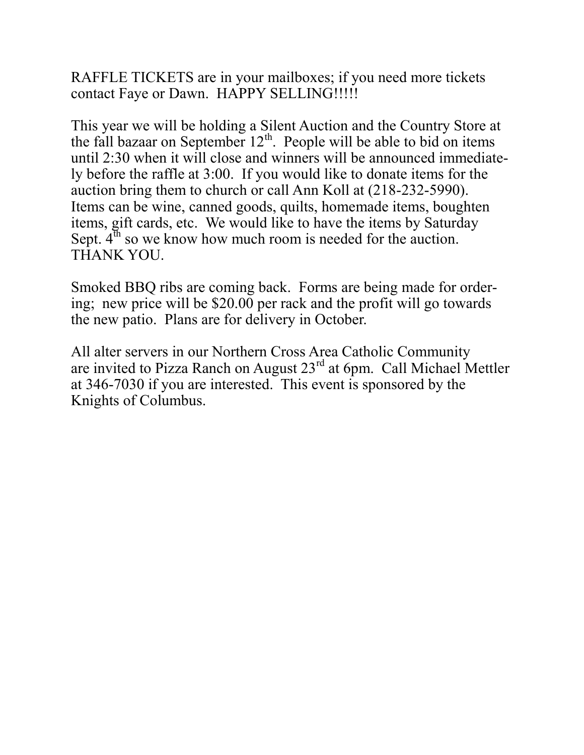RAFFLE TICKETS are in your mailboxes; if you need more tickets contact Faye or Dawn. HAPPY SELLING!!!!!

This year we will be holding a Silent Auction and the Country Store at the fall bazaar on September 12th. People will be able to bid on items until 2:30 when it will close and winners will be announced immediately before the raffle at 3:00. If you would like to donate items for the auction bring them to church or call Ann Koll at (218-232-5990). Items can be wine, canned goods, quilts, homemade items, boughten items, gift cards, etc. We would like to have the items by Saturday Sept. 4th so we know how much room is needed for the auction. THANK YOU.

Smoked BBQ ribs are coming back. Forms are being made for ordering; new price will be $20.00 per rack and the profit will go towards the new patio. Plans are for delivery in October.

All alter servers in our Northern Cross Area Catholic Community are invited to Pizza Ranch on August 23rd at 6pm. Call Michael Mettler at 346-7030 if you are interested. This event is sponsored by the Knights of Columbus.